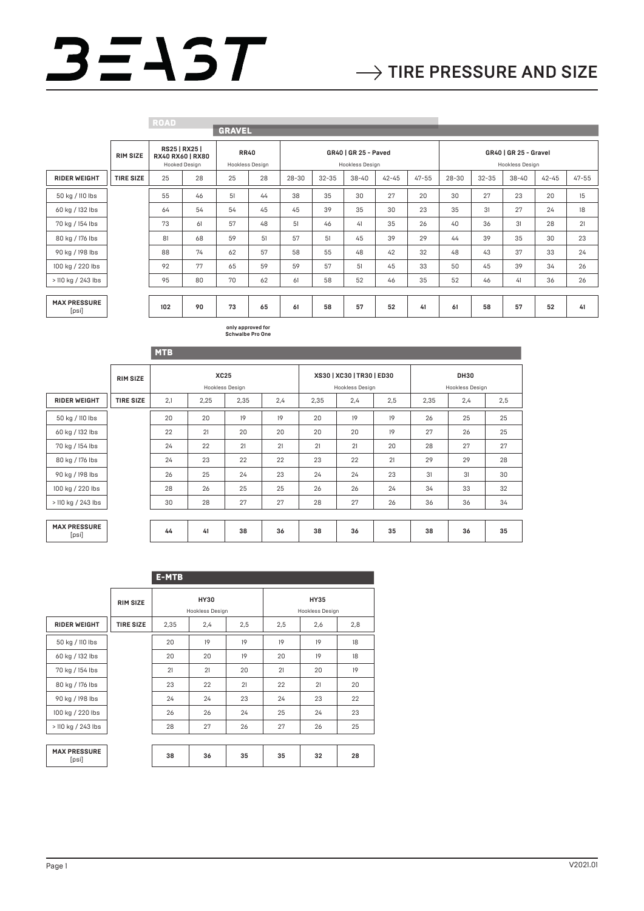# BEAST

## → TIRE PRESSURE AND SIZE

| | RIM SIZE | ROAD | | | | GRAVEL | | | | | | | | | |
|---|---|---|---|---|---|---|---|---|---|---|---|---|---|---|---|
| | | RS25 \| RX25 \| RX40 RX60 \| RX80 Hooked Design | | RR40 Hookless Design | | GR40 \| GR 25 - Paved Hookless Design | | | | | GR40 \| GR 25 - Gravel Hookless Design | | | | |
| **RIDER WEIGHT** | **TIRE SIZE** | 25 | 28 | 25 | 28 | 28-30 | 32-35 | 38-40 | 42-45 | 47-55 | 28-30 | 32-35 | 38-40 | 42-45 | 47-55 |
| 50 kg / 110 lbs | | 55 | 46 | 51 | 44 | 38 | 35 | 30 | 27 | 20 | 30 | 27 | 23 | 20 | 15 |
| 60 kg / 132 lbs | | 64 | 54 | 54 | 45 | 45 | 39 | 35 | 30 | 23 | 35 | 31 | 27 | 24 | 18 |
| 70 kg / 154 lbs | | 73 | 61 | 57 | 48 | 51 | 46 | 41 | 35 | 26 | 40 | 36 | 31 | 28 | 21 |
| 80 kg / 176 lbs | | 81 | 68 | 59 | 51 | 57 | 51 | 45 | 39 | 29 | 44 | 39 | 35 | 30 | 23 |
| 90 kg / 198 lbs | | 88 | 74 | 62 | 57 | 58 | 55 | 48 | 42 | 32 | 48 | 43 | 37 | 33 | 24 |
| 100 kg / 220 lbs | | 92 | 77 | 65 | 59 | 59 | 57 | 51 | 45 | 33 | 50 | 45 | 39 | 34 | 26 |
| > 110 kg / 243 lbs | | 95 | 80 | 70 | 62 | 61 | 58 | 52 | 46 | 35 | 52 | 46 | 41 | 36 | 26 |
| **MAX PRESSURE** [psi] | | **102** | **90** | **73** | **65** | **61** | **58** | **57** | **52** | **41** | **61** | **58** | **57** | **52** | **41** |

only approved for Schwalbe Pro One

| | RIM SIZE | MTB | | | | | | | | | |
|---|---|---|---|---|---|---|---|---|---|---|---|
| | | XC25 Hookless Design | | | | XS30 \| XC30 \| TR30 \| ED30 Hookless Design | | | DH30 Hookless Design | | |
| **RIDER WEIGHT** | **TIRE SIZE** | 2,1 | 2,25 | 2,35 | 2,4 | 2,35 | 2,4 | 2,5 | 2,35 | 2,4 | 2,5 |
| 50 kg / 110 lbs | | 20 | 20 | 19 | 19 | 20 | 19 | 19 | 26 | 25 | 25 |
| 60 kg / 132 lbs | | 22 | 21 | 20 | 20 | 20 | 20 | 19 | 27 | 26 | 25 |
| 70 kg / 154 lbs | | 24 | 22 | 21 | 21 | 21 | 21 | 20 | 28 | 27 | 27 |
| 80 kg / 176 lbs | | 24 | 23 | 22 | 22 | 23 | 22 | 21 | 29 | 29 | 28 |
| 90 kg / 198 lbs | | 26 | 25 | 24 | 23 | 24 | 24 | 23 | 31 | 31 | 30 |
| 100 kg / 220 lbs | | 28 | 26 | 25 | 25 | 26 | 26 | 24 | 34 | 33 | 32 |
| > 110 kg / 243 lbs | | 30 | 28 | 27 | 27 | 28 | 27 | 26 | 36 | 36 | 34 |
| **MAX PRESSURE** [psi] | | **44** | **41** | **38** | **36** | **38** | **36** | **35** | **38** | **36** | **35** |

| | RIM SIZE | E-MTB | | | | | |
|---|---|---|---|---|---|---|---|
| | | HY30 Hookless Design | | | HY35 Hookless Design | | |
| **RIDER WEIGHT** | **TIRE SIZE** | 2,35 | 2,4 | 2,5 | 2,5 | 2,6 | 2,8 |
| 50 kg / 110 lbs | | 20 | 19 | 19 | 19 | 19 | 18 |
| 60 kg / 132 lbs | | 20 | 20 | 19 | 20 | 19 | 18 |
| 70 kg / 154 lbs | | 21 | 21 | 20 | 21 | 20 | 19 |
| 80 kg / 176 lbs | | 23 | 22 | 21 | 22 | 21 | 20 |
| 90 kg / 198 lbs | | 24 | 24 | 23 | 24 | 23 | 22 |
| 100 kg / 220 lbs | | 26 | 26 | 24 | 25 | 24 | 23 |
| > 110 kg / 243 lbs | | 28 | 27 | 26 | 27 | 26 | 25 |
| **MAX PRESSURE** [psi] | | **38** | **36** | **35** | **35** | **32** | **28** |

V2021.01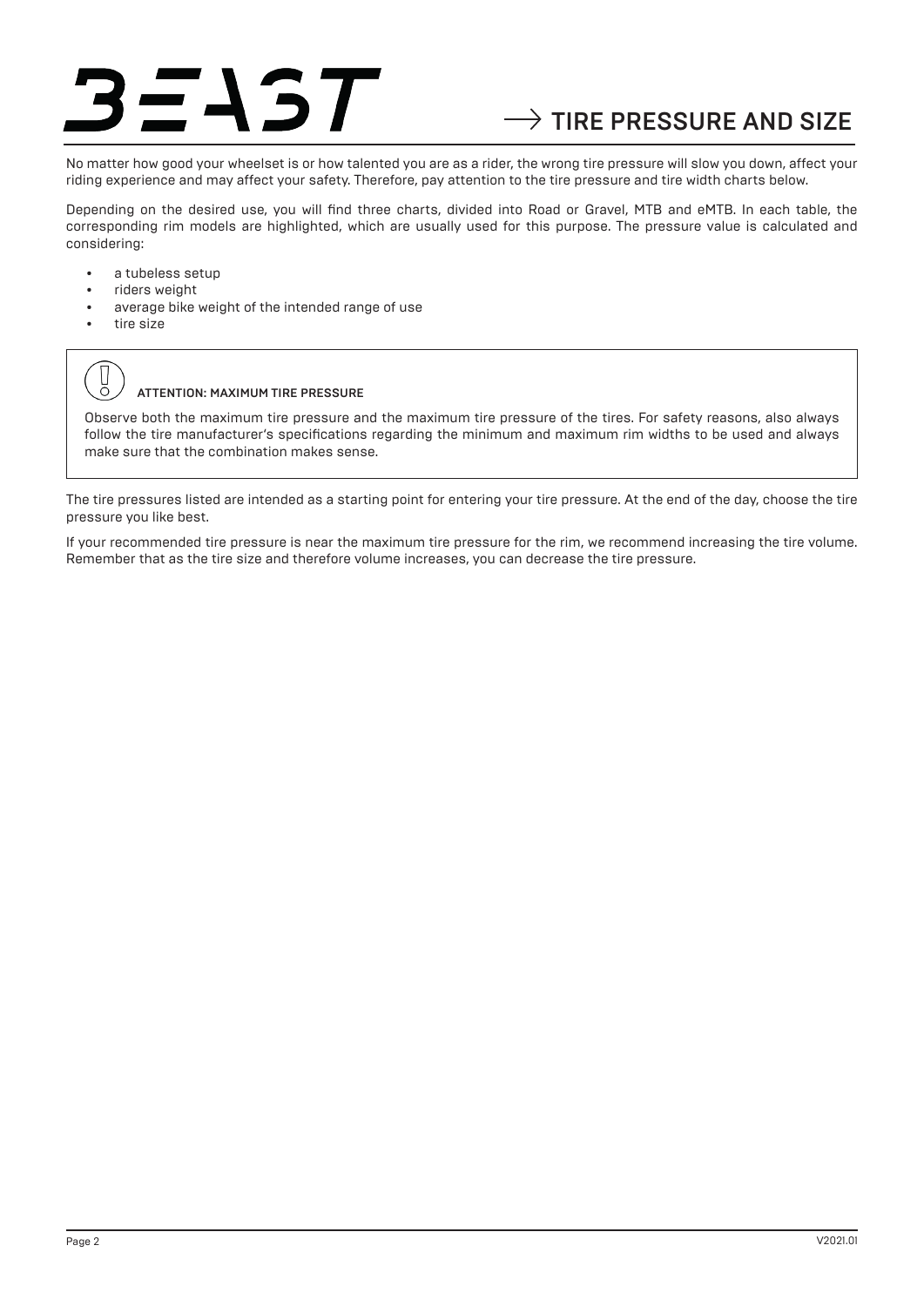# BEAST

## → TIRE PRESSURE AND SIZE

No matter how good your wheelset is or how talented you are as a rider, the wrong tire pressure will slow you down, affect your riding experience and may affect your safety. Therefore, pay attention to the tire pressure and tire width charts below.

Depending on the desired use, you will find three charts, divided into Road or Gravel, MTB and eMTB. In each table, the corresponding rim models are highlighted, which are usually used for this purpose. The pressure value is calculated and considering:

- a tubeless setup
- riders weight
- average bike weight of the intended range of use
- tire size

> **ATTENTION: MAXIMUM TIRE PRESSURE**
>
> Observe both the maximum tire pressure and the maximum tire pressure of the tires. For safety reasons, also always follow the tire manufacturer's specifications regarding the minimum and maximum rim widths to be used and always make sure that the combination makes sense.

The tire pressures listed are intended as a starting point for entering your tire pressure. At the end of the day, choose the tire pressure you like best.

If your recommended tire pressure is near the maximum tire pressure for the rim, we recommend increasing the tire volume. Remember that as the tire size and therefore volume increases, you can decrease the tire pressure.